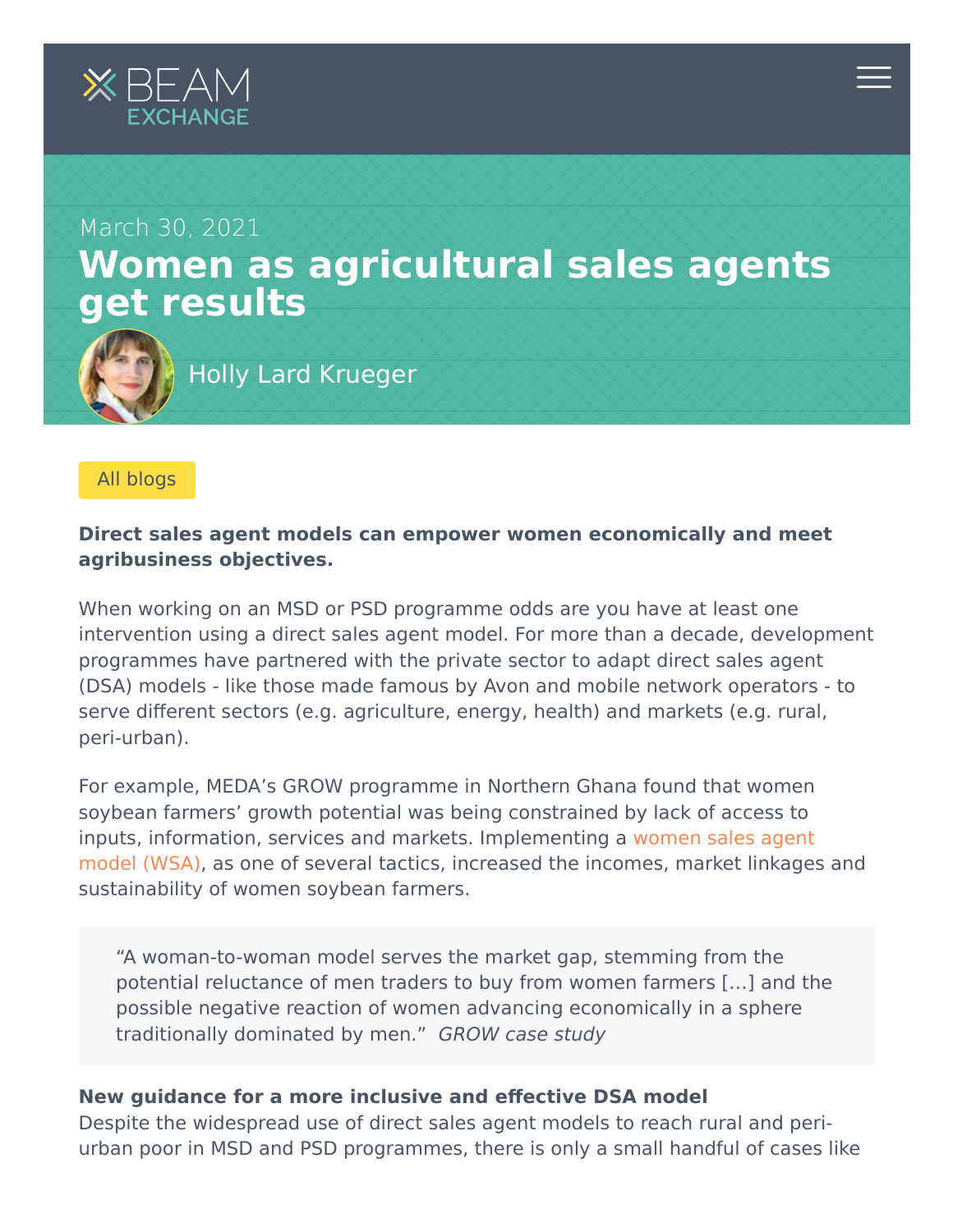March 30, 2021

# Women as agricultural sales agents get results

Holly Lard Krueger

All blogs

**Direct sales agent models can empower women economically and meet agribusiness objectives.**

When working on an MSD or PSD programme odds are you have at least one intervention using a direct sales agent model. For more than a decade, development programmes have partnered with the private sector to adapt direct sales agent (DSA) models - like those made famous by Avon and mobile network operators - to serve different sectors (e.g. agriculture, energy, health) and markets (e.g. rural, peri-urban).

For example, MEDA's GROW programme in Northern Ghana found that women soybean farmers' growth potential was being constrained by lack of access to inputs, information, services and markets. Implementing a women sales agent model (WSA), as one of several tactics, increased the incomes, market linkages and sustainability of women soybean farmers.

> "A woman-to-woman model serves the market gap, stemming from the potential reluctance of men traders to buy from women farmers [...] and the possible negative reaction of women advancing economically in a sphere traditionally dominated by men." *GROW case study*

**New guidance for a more inclusive and effective DSA model**

Despite the widespread use of direct sales agent models to reach rural and peri-urban poor in MSD and PSD programmes, there is only a small handful of cases like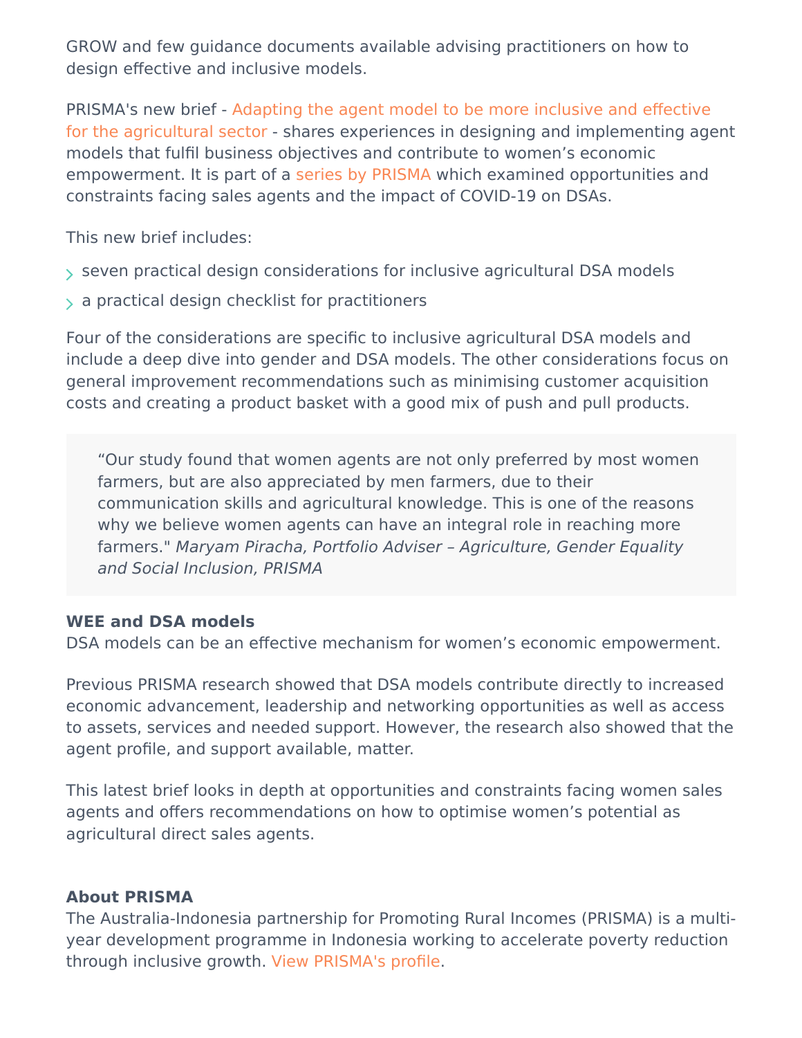GROW and few guidance documents available advising practitioners on how to design effective and inclusive models.

PRISMA's new brief - Adapting the agent model to be more inclusive and effective for the agricultural sector - shares experiences in designing and implementing agent models that fulfil business objectives and contribute to women's economic empowerment. It is part of a series by PRISMA which examined opportunities and constraints facing sales agents and the impact of COVID-19 on DSAs.

This new brief includes:

- seven practical design considerations for inclusive agricultural DSA models
- a practical design checklist for practitioners

Four of the considerations are specific to inclusive agricultural DSA models and include a deep dive into gender and DSA models. The other considerations focus on general improvement recommendations such as minimising customer acquisition costs and creating a product basket with a good mix of push and pull products.

> "Our study found that women agents are not only preferred by most women farmers, but are also appreciated by men farmers, due to their communication skills and agricultural knowledge. This is one of the reasons why we believe women agents can have an integral role in reaching more farmers." *Maryam Piracha, Portfolio Adviser – Agriculture, Gender Equality and Social Inclusion, PRISMA*

**WEE and DSA models**
DSA models can be an effective mechanism for women's economic empowerment.

Previous PRISMA research showed that DSA models contribute directly to increased economic advancement, leadership and networking opportunities as well as access to assets, services and needed support. However, the research also showed that the agent profile, and support available, matter.

This latest brief looks in depth at opportunities and constraints facing women sales agents and offers recommendations on how to optimise women's potential as agricultural direct sales agents.

**About PRISMA**
The Australia-Indonesia partnership for Promoting Rural Incomes (PRISMA) is a multi-year development programme in Indonesia working to accelerate poverty reduction through inclusive growth. View PRISMA's profile.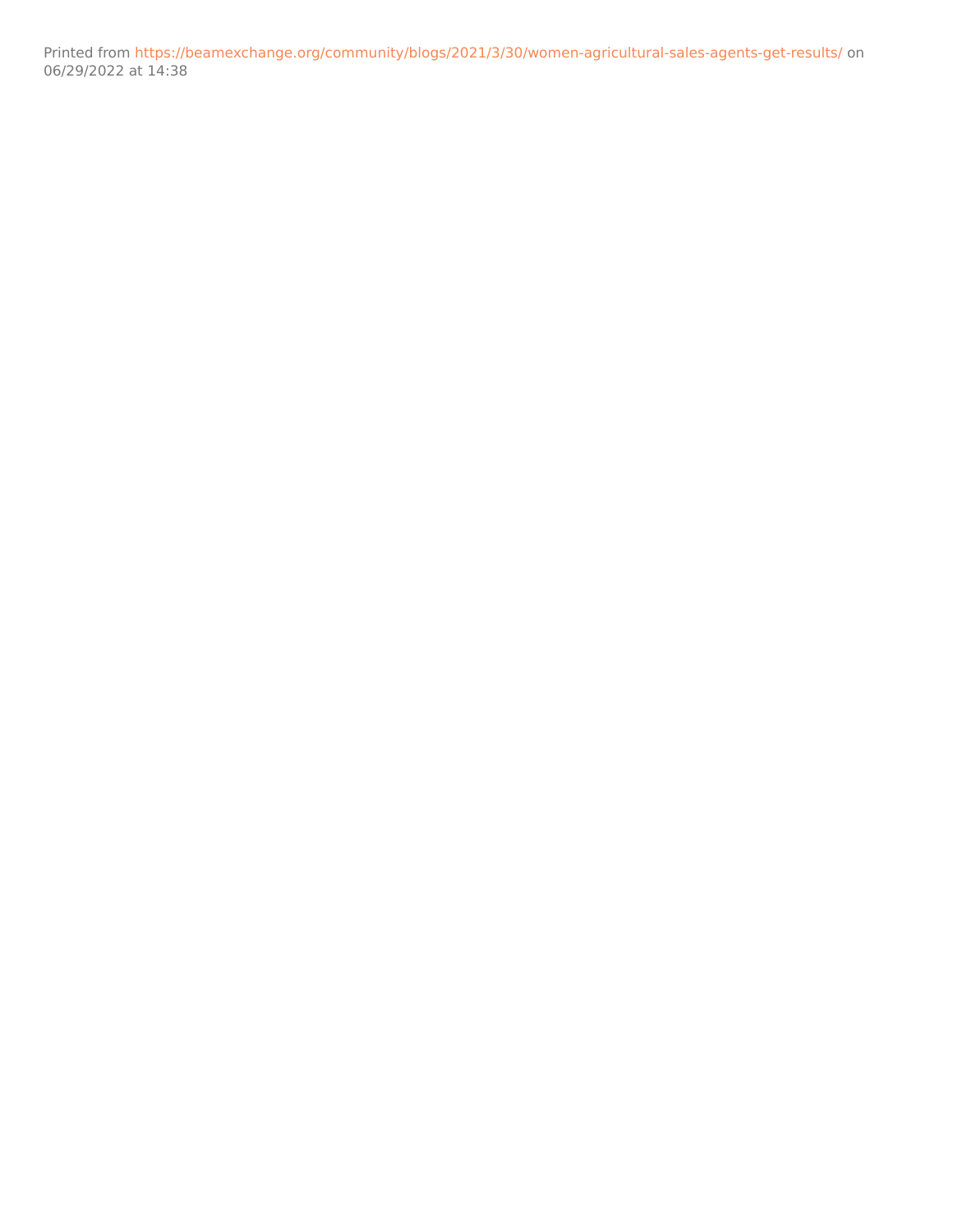Printed from https://beamexchange.org/community/blogs/2021/3/30/women-agricultural-sales-agents-get-results/ on 06/29/2022 at 14:38